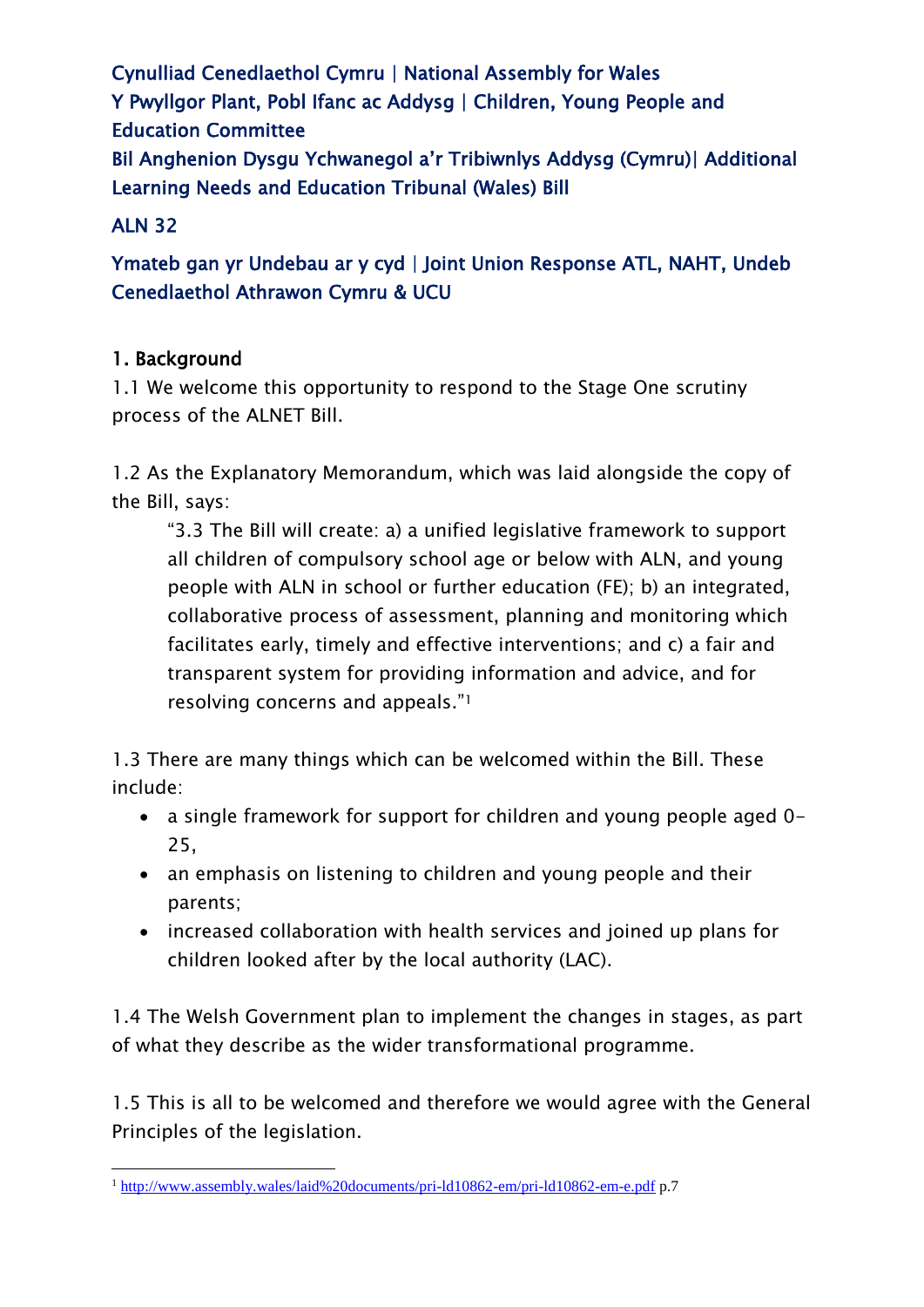Cynulliad Cenedlaethol Cymru | National Assembly for Wales
Y Pwyllgor Plant, Pobl Ifanc ac Addysg | Children, Young People and Education Committee
Bil Anghenion Dysgu Ychwanegol a'r Tribiwnlys Addysg (Cymru)| Additional Learning Needs and Education Tribunal (Wales) Bill

ALN 32

Ymateb gan yr Undebau ar y cyd | Joint Union Response ATL, NAHT, Undeb Cenedlaethol Athrawon Cymru & UCU

## 1. Background

1.1 We welcome this opportunity to respond to the Stage One scrutiny process of the ALNET Bill.

1.2 As the Explanatory Memorandum, which was laid alongside the copy of the Bill, says:

> "3.3 The Bill will create: a) a unified legislative framework to support all children of compulsory school age or below with ALN, and young people with ALN in school or further education (FE); b) an integrated, collaborative process of assessment, planning and monitoring which facilitates early, timely and effective interventions; and c) a fair and transparent system for providing information and advice, and for resolving concerns and appeals."[1]

1.3 There are many things which can be welcomed within the Bill. These include:

- a single framework for support for children and young people aged 0-25,
- an emphasis on listening to children and young people and their parents;
- increased collaboration with health services and joined up plans for children looked after by the local authority (LAC).

1.4 The Welsh Government plan to implement the changes in stages, as part of what they describe as the wider transformational programme.

1.5 This is all to be welcomed and therefore we would agree with the General Principles of the legislation.

---

[1] http://www.assembly.wales/laid%20documents/pri-ld10862-em/pri-ld10862-em-e.pdf p.7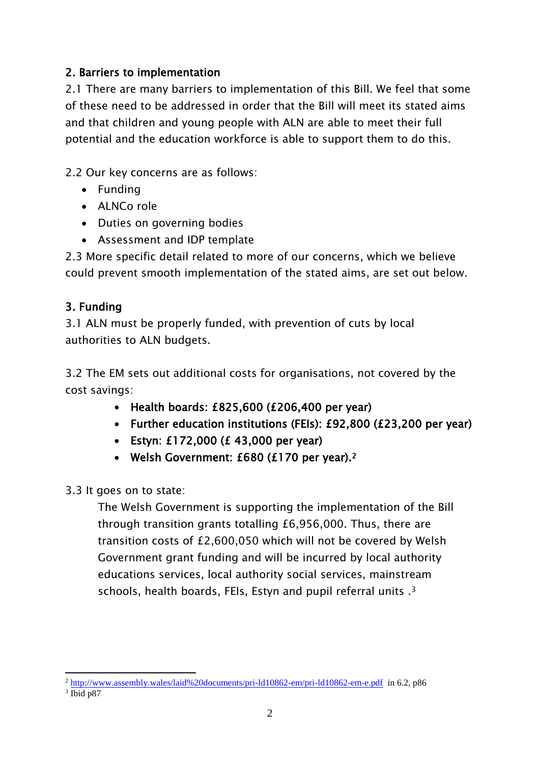## 2. Barriers to implementation

2.1 There are many barriers to implementation of this Bill. We feel that some of these need to be addressed in order that the Bill will meet its stated aims and that children and young people with ALN are able to meet their full potential and the education workforce is able to support them to do this.

2.2 Our key concerns are as follows:

- Funding
- ALNCo role
- Duties on governing bodies
- Assessment and IDP template

2.3 More specific detail related to more of our concerns, which we believe could prevent smooth implementation of the stated aims, are set out below.

## 3. Funding

3.1 ALN must be properly funded, with prevention of cuts by local authorities to ALN budgets.

3.2 The EM sets out additional costs for organisations, not covered by the cost savings:

- **Health boards: £825,600 (£206,400 per year)**
- **Further education institutions (FEIs): £92,800 (£23,200 per year)**
- **Estyn: £172,000 (£ 43,000 per year)**
- **Welsh Government: £680 (£170 per year).**[2]

3.3 It goes on to state:

> The Welsh Government is supporting the implementation of the Bill through transition grants totalling £6,956,000. Thus, there are transition costs of £2,600,050 which will not be covered by Welsh Government grant funding and will be incurred by local authority educations services, local authority social services, mainstream schools, health boards, FEIs, Estyn and pupil referral units .[3]

---

[2] http://www.assembly.wales/laid%20documents/pri-ld10862-em/pri-ld10862-em-e.pdf in 6.2, p86

[3] Ibid p87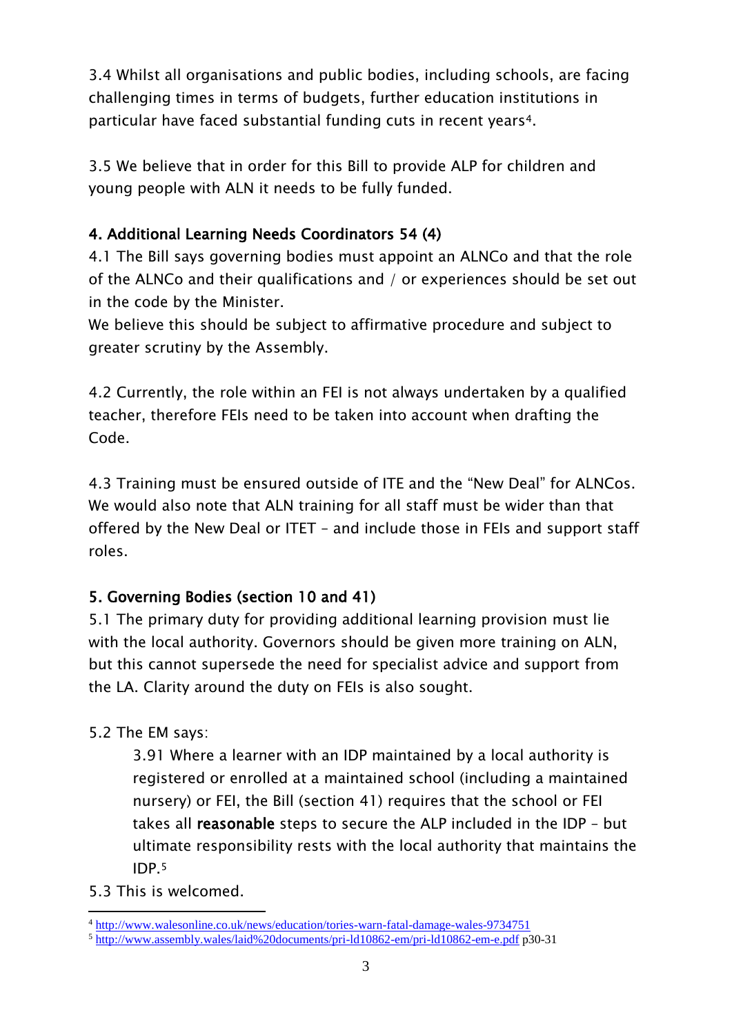3.4 Whilst all organisations and public bodies, including schools, are facing challenging times in terms of budgets, further education institutions in particular have faced substantial funding cuts in recent years[4].

3.5 We believe that in order for this Bill to provide ALP for children and young people with ALN it needs to be fully funded.

## 4. Additional Learning Needs Coordinators 54 (4)

4.1 The Bill says governing bodies must appoint an ALNCo and that the role of the ALNCo and their qualifications and / or experiences should be set out in the code by the Minister.
We believe this should be subject to affirmative procedure and subject to greater scrutiny by the Assembly.

4.2 Currently, the role within an FEI is not always undertaken by a qualified teacher, therefore FEIs need to be taken into account when drafting the Code.

4.3 Training must be ensured outside of ITE and the "New Deal" for ALNCos. We would also note that ALN training for all staff must be wider than that offered by the New Deal or ITET – and include those in FEIs and support staff roles.

## 5. Governing Bodies (section 10 and 41)

5.1 The primary duty for providing additional learning provision must lie with the local authority. Governors should be given more training on ALN, but this cannot supersede the need for specialist advice and support from the LA. Clarity around the duty on FEIs is also sought.

5.2 The EM says:

> 3.91 Where a learner with an IDP maintained by a local authority is registered or enrolled at a maintained school (including a maintained nursery) or FEI, the Bill (section 41) requires that the school or FEI takes all **reasonable** steps to secure the ALP included in the IDP – but ultimate responsibility rests with the local authority that maintains the IDP.[5]

5.3 This is welcomed.

---

[4] http://www.walesonline.co.uk/news/education/tories-warn-fatal-damage-wales-9734751

[5] http://www.assembly.wales/laid%20documents/pri-ld10862-em/pri-ld10862-em-e.pdf p30-31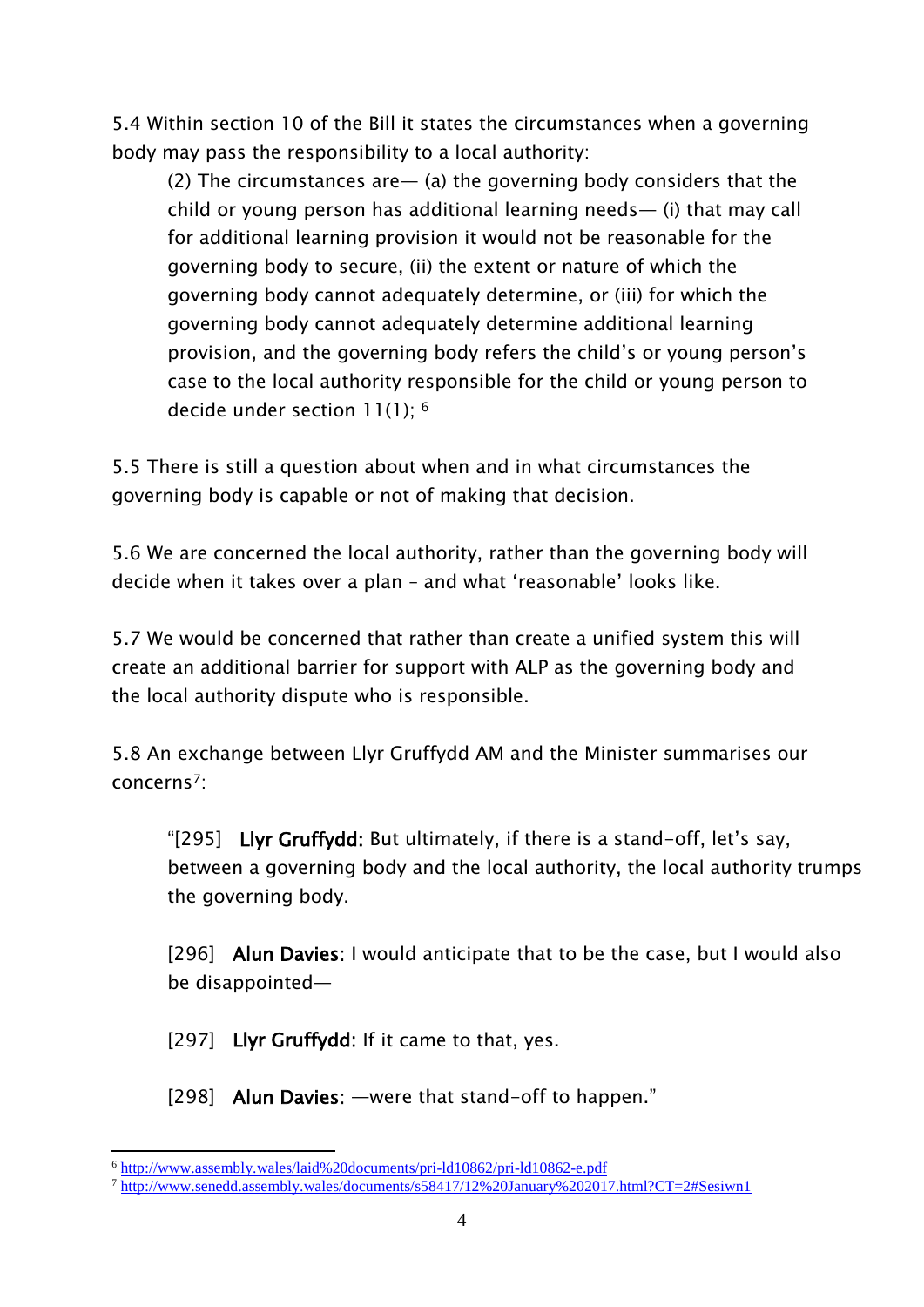5.4 Within section 10 of the Bill it states the circumstances when a governing body may pass the responsibility to a local authority:

> (2) The circumstances are— (a) the governing body considers that the child or young person has additional learning needs— (i) that may call for additional learning provision it would not be reasonable for the governing body to secure, (ii) the extent or nature of which the governing body cannot adequately determine, or (iii) for which the governing body cannot adequately determine additional learning provision, and the governing body refers the child's or young person's case to the local authority responsible for the child or young person to decide under section 11(1); [6]

5.5 There is still a question about when and in what circumstances the governing body is capable or not of making that decision.

5.6 We are concerned the local authority, rather than the governing body will decide when it takes over a plan – and what 'reasonable' looks like.

5.7 We would be concerned that rather than create a unified system this will create an additional barrier for support with ALP as the governing body and the local authority dispute who is responsible.

5.8 An exchange between Llyr Gruffydd AM and the Minister summarises our concerns[7]:

> "[295] **Llyr Gruffydd:** But ultimately, if there is a stand-off, let's say, between a governing body and the local authority, the local authority trumps the governing body.
>
> [296] **Alun Davies:** I would anticipate that to be the case, but I would also be disappointed—
>
> [297] **Llyr Gruffydd:** If it came to that, yes.
>
> [298] **Alun Davies:** —were that stand-off to happen."

[6] http://www.assembly.wales/laid%20documents/pri-ld10862/pri-ld10862-e.pdf

[7] http://www.senedd.assembly.wales/documents/s58417/12%20January%202017.html?CT=2#Sesiwn1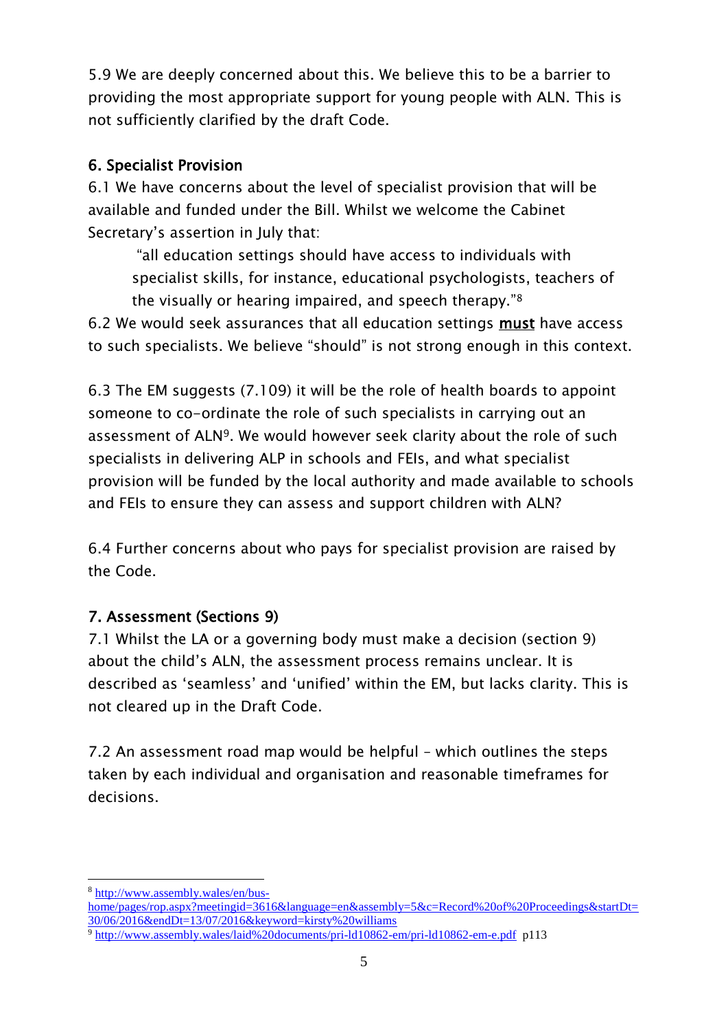5.9 We are deeply concerned about this. We believe this to be a barrier to providing the most appropriate support for young people with ALN. This is not sufficiently clarified by the draft Code.

## 6. Specialist Provision

6.1 We have concerns about the level of specialist provision that will be available and funded under the Bill. Whilst we welcome the Cabinet Secretary's assertion in July that:

> "all education settings should have access to individuals with specialist skills, for instance, educational psychologists, teachers of the visually or hearing impaired, and speech therapy."[8]

6.2 We would seek assurances that all education settings **<u>must</u>** have access to such specialists. We believe "should" is not strong enough in this context.

6.3 The EM suggests (7.109) it will be the role of health boards to appoint someone to co-ordinate the role of such specialists in carrying out an assessment of ALN[9]. We would however seek clarity about the role of such specialists in delivering ALP in schools and FEIs, and what specialist provision will be funded by the local authority and made available to schools and FEIs to ensure they can assess and support children with ALN?

6.4 Further concerns about who pays for specialist provision are raised by the Code.

## 7. Assessment (Sections 9)

7.1 Whilst the LA or a governing body must make a decision (section 9) about the child's ALN, the assessment process remains unclear. It is described as 'seamless' and 'unified' within the EM, but lacks clarity. This is not cleared up in the Draft Code.

7.2 An assessment road map would be helpful – which outlines the steps taken by each individual and organisation and reasonable timeframes for decisions.

---

[8] http://www.assembly.wales/en/bus-home/pages/rop.aspx?meetingid=3616&language=en&assembly=5&c=Record%20of%20Proceedings&startDt=30/06/2016&endDt=13/07/2016&keyword=kirsty%20williams

[9] http://www.assembly.wales/laid%20documents/pri-ld10862-em/pri-ld10862-em-e.pdf p113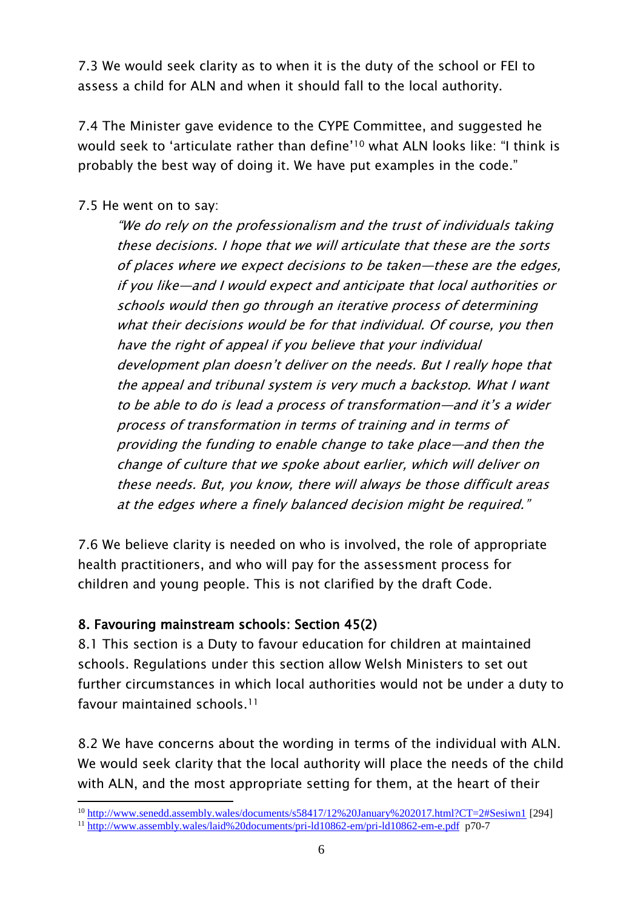7.3 We would seek clarity as to when it is the duty of the school or FEI to assess a child for ALN and when it should fall to the local authority.

7.4 The Minister gave evidence to the CYPE Committee, and suggested he would seek to 'articulate rather than define'[10] what ALN looks like: "I think is probably the best way of doing it. We have put examples in the code."

7.5 He went on to say:

> *"We do rely on the professionalism and the trust of individuals taking these decisions. I hope that we will articulate that these are the sorts of places where we expect decisions to be taken—these are the edges, if you like—and I would expect and anticipate that local authorities or schools would then go through an iterative process of determining what their decisions would be for that individual. Of course, you then have the right of appeal if you believe that your individual development plan doesn't deliver on the needs. But I really hope that the appeal and tribunal system is very much a backstop. What I want to be able to do is lead a process of transformation—and it's a wider process of transformation in terms of training and in terms of providing the funding to enable change to take place—and then the change of culture that we spoke about earlier, which will deliver on these needs. But, you know, there will always be those difficult areas at the edges where a finely balanced decision might be required."*

7.6 We believe clarity is needed on who is involved, the role of appropriate health practitioners, and who will pay for the assessment process for children and young people. This is not clarified by the draft Code.

**8. Favouring mainstream schools: Section 45(2)**

8.1 This section is a Duty to favour education for children at maintained schools. Regulations under this section allow Welsh Ministers to set out further circumstances in which local authorities would not be under a duty to favour maintained schools.[11]

8.2 We have concerns about the wording in terms of the individual with ALN. We would seek clarity that the local authority will place the needs of the child with ALN, and the most appropriate setting for them, at the heart of their

---

[10] http://www.senedd.assembly.wales/documents/s58417/12%20January%202017.html?CT=2#Sesiwn1 [294]

[11] http://www.assembly.wales/laid%20documents/pri-ld10862-em/pri-ld10862-em-e.pdf p70-7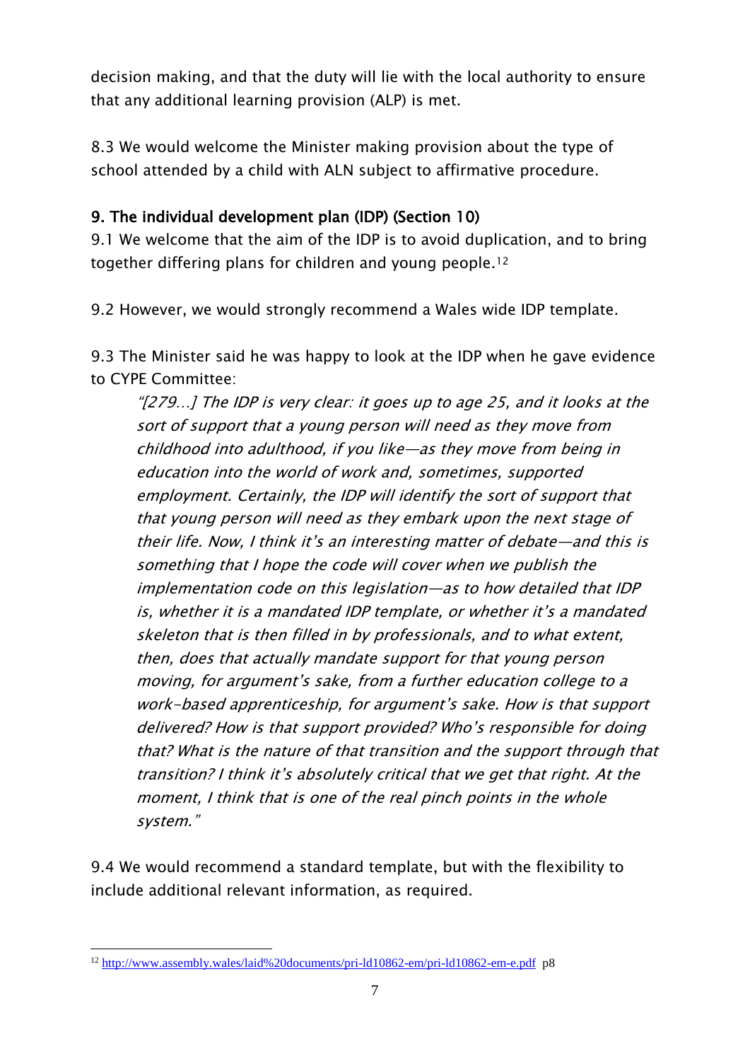decision making, and that the duty will lie with the local authority to ensure that any additional learning provision (ALP) is met.

8.3 We would welcome the Minister making provision about the type of school attended by a child with ALN subject to affirmative procedure.

## 9. The individual development plan (IDP) (Section 10)

9.1 We welcome that the aim of the IDP is to avoid duplication, and to bring together differing plans for children and young people.[12]

9.2 However, we would strongly recommend a Wales wide IDP template.

9.3 The Minister said he was happy to look at the IDP when he gave evidence to CYPE Committee:

> *"[279...] The IDP is very clear: it goes up to age 25, and it looks at the sort of support that a young person will need as they move from childhood into adulthood, if you like—as they move from being in education into the world of work and, sometimes, supported employment. Certainly, the IDP will identify the sort of support that that young person will need as they embark upon the next stage of their life. Now, I think it's an interesting matter of debate—and this is something that I hope the code will cover when we publish the implementation code on this legislation—as to how detailed that IDP is, whether it is a mandated IDP template, or whether it's a mandated skeleton that is then filled in by professionals, and to what extent, then, does that actually mandate support for that young person moving, for argument's sake, from a further education college to a work-based apprenticeship, for argument's sake. How is that support delivered? How is that support provided? Who's responsible for doing that? What is the nature of that transition and the support through that transition? I think it's absolutely critical that we get that right. At the moment, I think that is one of the real pinch points in the whole system."*

9.4 We would recommend a standard template, but with the flexibility to include additional relevant information, as required.

---

[12] http://www.assembly.wales/laid%20documents/pri-ld10862-em/pri-ld10862-em-e.pdf p8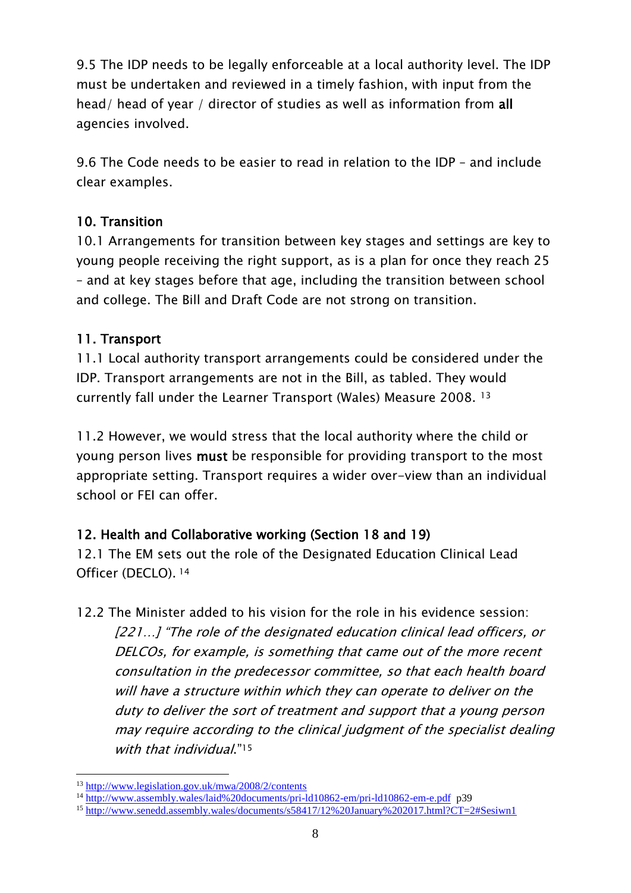9.5 The IDP needs to be legally enforceable at a local authority level. The IDP must be undertaken and reviewed in a timely fashion, with input from the head/ head of year / director of studies as well as information from **all** agencies involved.

9.6 The Code needs to be easier to read in relation to the IDP – and include clear examples.

## 10. Transition

10.1 Arrangements for transition between key stages and settings are key to young people receiving the right support, as is a plan for once they reach 25 – and at key stages before that age, including the transition between school and college. The Bill and Draft Code are not strong on transition.

## 11. Transport

11.1 Local authority transport arrangements could be considered under the IDP. Transport arrangements are not in the Bill, as tabled. They would currently fall under the Learner Transport (Wales) Measure 2008. [13]

11.2 However, we would stress that the local authority where the child or young person lives **must** be responsible for providing transport to the most appropriate setting. Transport requires a wider over-view than an individual school or FEI can offer.

## 12. Health and Collaborative working (Section 18 and 19)

12.1 The EM sets out the role of the Designated Education Clinical Lead Officer (DECLO). [14]

12.2 The Minister added to his vision for the role in his evidence session:

> *[221…] "The role of the designated education clinical lead officers, or DELCOs, for example, is something that came out of the more recent consultation in the predecessor committee, so that each health board will have a structure within which they can operate to deliver on the duty to deliver the sort of treatment and support that a young person may require according to the clinical judgment of the specialist dealing with that individual."*[15]

---

[13] http://www.legislation.gov.uk/mwa/2008/2/contents

[14] http://www.assembly.wales/laid%20documents/pri-ld10862-em/pri-ld10862-em-e.pdf p39

[15] http://www.senedd.assembly.wales/documents/s58417/12%20January%202017.html?CT=2#Sesiwn1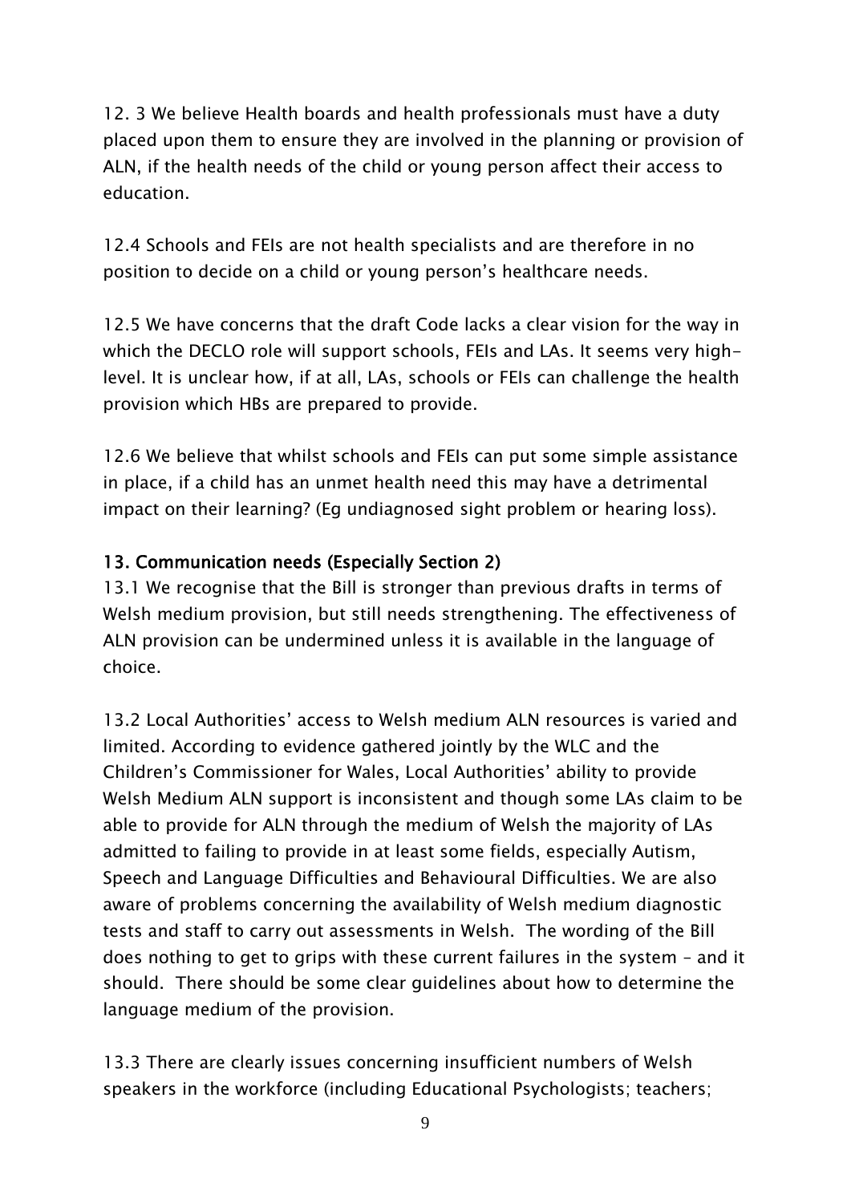12. 3 We believe Health boards and health professionals must have a duty placed upon them to ensure they are involved in the planning or provision of ALN, if the health needs of the child or young person affect their access to education.

12.4 Schools and FEIs are not health specialists and are therefore in no position to decide on a child or young person's healthcare needs.

12.5 We have concerns that the draft Code lacks a clear vision for the way in which the DECLO role will support schools, FEIs and LAs. It seems very high-level. It is unclear how, if at all, LAs, schools or FEIs can challenge the health provision which HBs are prepared to provide.

12.6 We believe that whilst schools and FEIs can put some simple assistance in place, if a child has an unmet health need this may have a detrimental impact on their learning? (Eg undiagnosed sight problem or hearing loss).

### 13. Communication needs (Especially Section 2)

13.1 We recognise that the Bill is stronger than previous drafts in terms of Welsh medium provision, but still needs strengthening. The effectiveness of ALN provision can be undermined unless it is available in the language of choice.

13.2 Local Authorities' access to Welsh medium ALN resources is varied and limited. According to evidence gathered jointly by the WLC and the Children's Commissioner for Wales, Local Authorities' ability to provide Welsh Medium ALN support is inconsistent and though some LAs claim to be able to provide for ALN through the medium of Welsh the majority of LAs admitted to failing to provide in at least some fields, especially Autism, Speech and Language Difficulties and Behavioural Difficulties. We are also aware of problems concerning the availability of Welsh medium diagnostic tests and staff to carry out assessments in Welsh. The wording of the Bill does nothing to get to grips with these current failures in the system – and it should. There should be some clear guidelines about how to determine the language medium of the provision.

13.3 There are clearly issues concerning insufficient numbers of Welsh speakers in the workforce (including Educational Psychologists; teachers;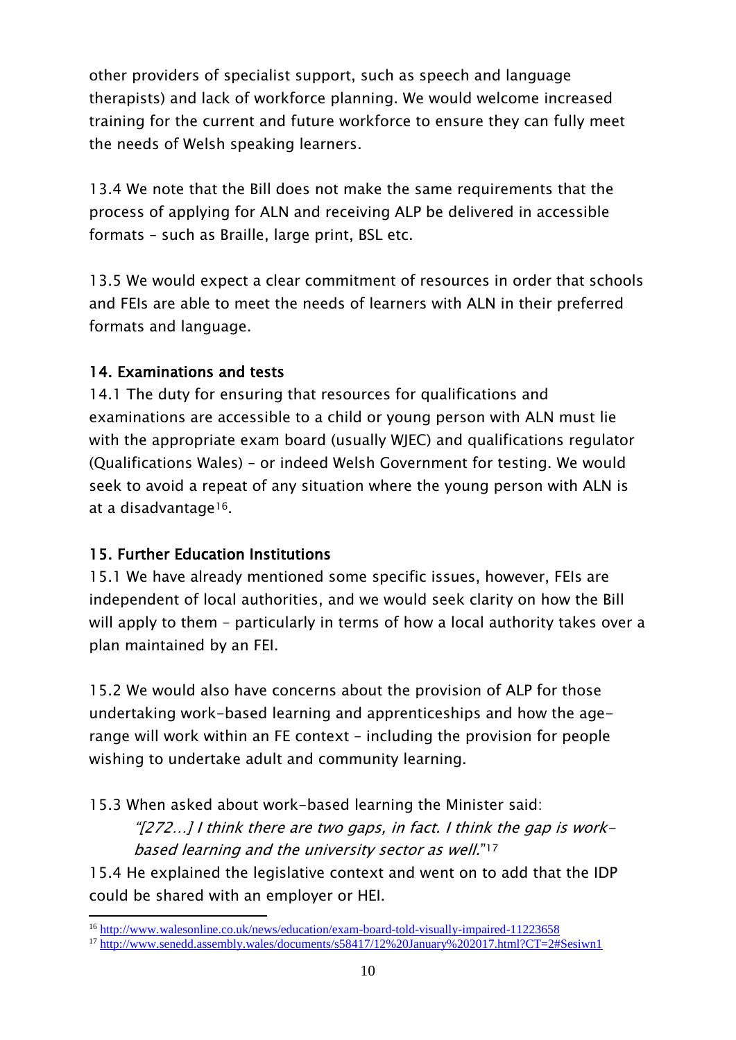other providers of specialist support, such as speech and language therapists) and lack of workforce planning. We would welcome increased training for the current and future workforce to ensure they can fully meet the needs of Welsh speaking learners.

13.4 We note that the Bill does not make the same requirements that the process of applying for ALN and receiving ALP be delivered in accessible formats – such as Braille, large print, BSL etc.

13.5 We would expect a clear commitment of resources in order that schools and FEIs are able to meet the needs of learners with ALN in their preferred formats and language.

## 14. Examinations and tests

14.1 The duty for ensuring that resources for qualifications and examinations are accessible to a child or young person with ALN must lie with the appropriate exam board (usually WJEC) and qualifications regulator (Qualifications Wales) – or indeed Welsh Government for testing. We would seek to avoid a repeat of any situation where the young person with ALN is at a disadvantage[16].

## 15. Further Education Institutions

15.1 We have already mentioned some specific issues, however, FEIs are independent of local authorities, and we would seek clarity on how the Bill will apply to them – particularly in terms of how a local authority takes over a plan maintained by an FEI.

15.2 We would also have concerns about the provision of ALP for those undertaking work-based learning and apprenticeships and how the age-range will work within an FE context – including the provision for people wishing to undertake adult and community learning.

15.3 When asked about work-based learning the Minister said:

> *"[272…] I think there are two gaps, in fact. I think the gap is work-based learning and the university sector as well."*[17]

15.4 He explained the legislative context and went on to add that the IDP could be shared with an employer or HEI.

---

[16] http://www.walesonline.co.uk/news/education/exam-board-told-visually-impaired-11223658

[17] http://www.senedd.assembly.wales/documents/s58417/12%20January%202017.html?CT=2#Sesiwn1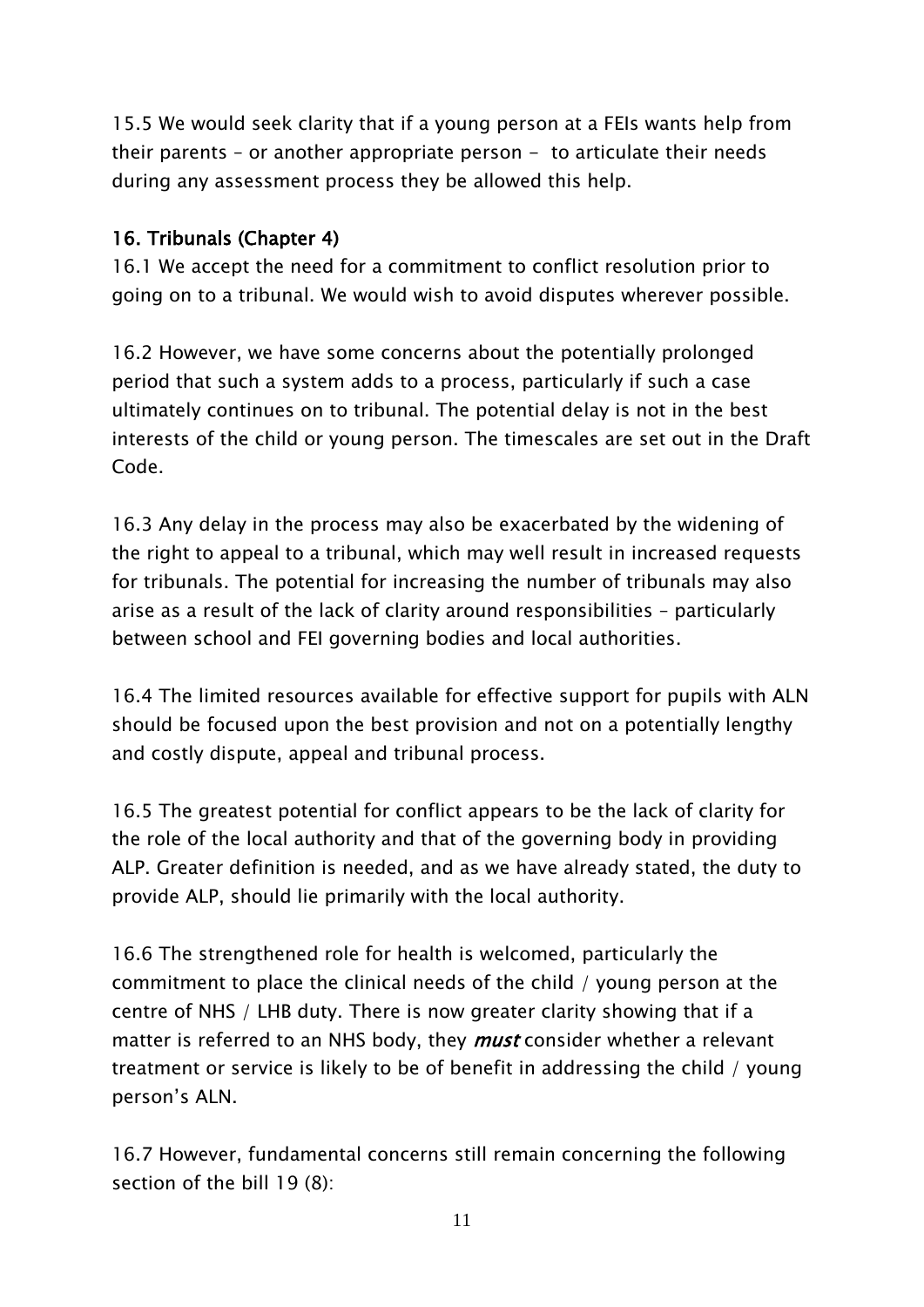15.5 We would seek clarity that if a young person at a FEIs wants help from their parents – or another appropriate person - to articulate their needs during any assessment process they be allowed this help.

## 16. Tribunals (Chapter 4)

16.1 We accept the need for a commitment to conflict resolution prior to going on to a tribunal. We would wish to avoid disputes wherever possible.

16.2 However, we have some concerns about the potentially prolonged period that such a system adds to a process, particularly if such a case ultimately continues on to tribunal. The potential delay is not in the best interests of the child or young person. The timescales are set out in the Draft Code.

16.3 Any delay in the process may also be exacerbated by the widening of the right to appeal to a tribunal, which may well result in increased requests for tribunals. The potential for increasing the number of tribunals may also arise as a result of the lack of clarity around responsibilities – particularly between school and FEI governing bodies and local authorities.

16.4 The limited resources available for effective support for pupils with ALN should be focused upon the best provision and not on a potentially lengthy and costly dispute, appeal and tribunal process.

16.5 The greatest potential for conflict appears to be the lack of clarity for the role of the local authority and that of the governing body in providing ALP. Greater definition is needed, and as we have already stated, the duty to provide ALP, should lie primarily with the local authority.

16.6 The strengthened role for health is welcomed, particularly the commitment to place the clinical needs of the child / young person at the centre of NHS / LHB duty. There is now greater clarity showing that if a matter is referred to an NHS body, they ***must*** consider whether a relevant treatment or service is likely to be of benefit in addressing the child / young person's ALN.

16.7 However, fundamental concerns still remain concerning the following section of the bill 19 (8):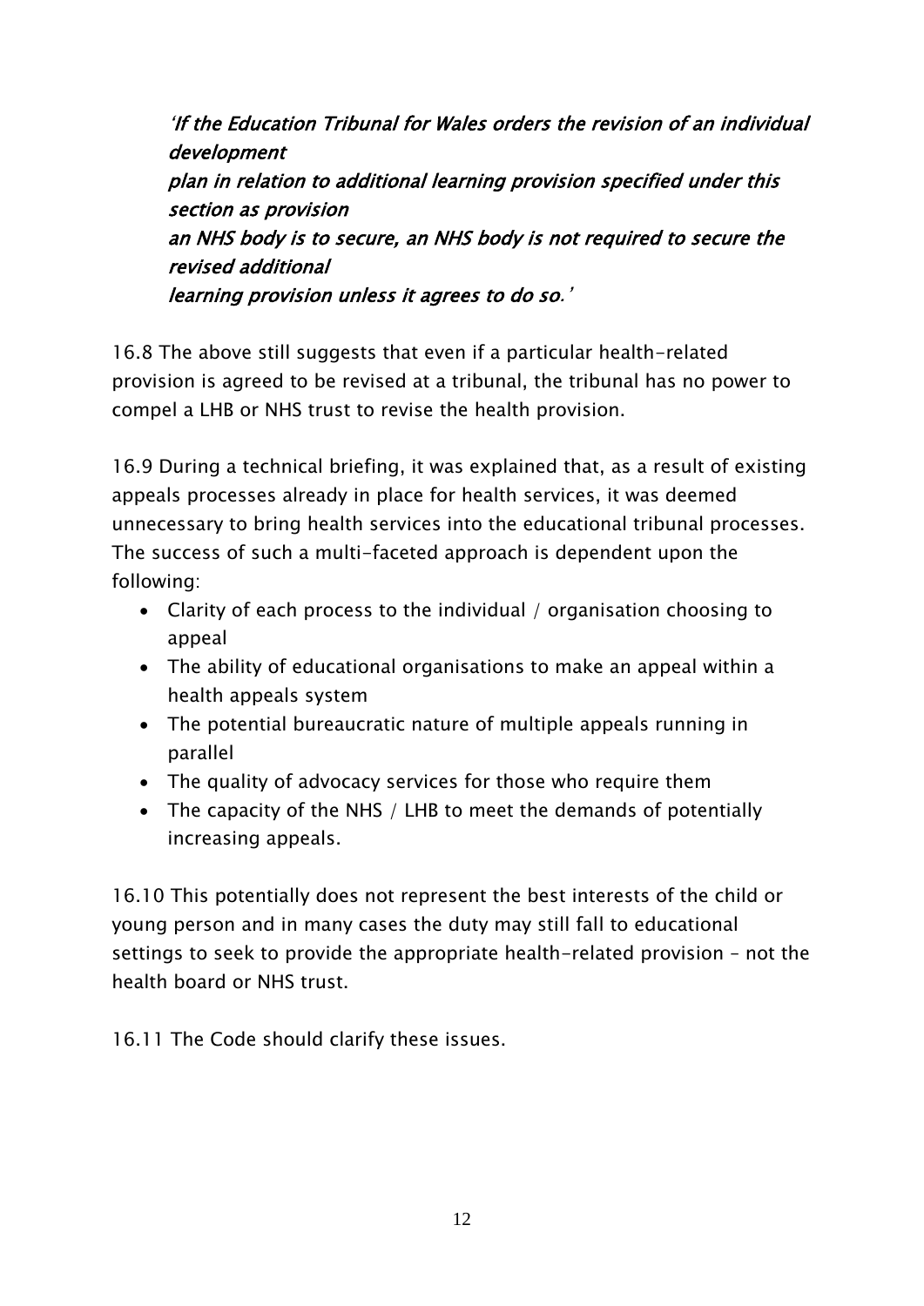*'If the Education Tribunal for Wales orders the revision of an individual development plan in relation to additional learning provision specified under this section as provision an NHS body is to secure, an NHS body is not required to secure the revised additional learning provision unless it agrees to do so.'*

16.8 The above still suggests that even if a particular health-related provision is agreed to be revised at a tribunal, the tribunal has no power to compel a LHB or NHS trust to revise the health provision.

16.9 During a technical briefing, it was explained that, as a result of existing appeals processes already in place for health services, it was deemed unnecessary to bring health services into the educational tribunal processes. The success of such a multi-faceted approach is dependent upon the following:

- Clarity of each process to the individual / organisation choosing to appeal
- The ability of educational organisations to make an appeal within a health appeals system
- The potential bureaucratic nature of multiple appeals running in parallel
- The quality of advocacy services for those who require them
- The capacity of the NHS / LHB to meet the demands of potentially increasing appeals.

16.10 This potentially does not represent the best interests of the child or young person and in many cases the duty may still fall to educational settings to seek to provide the appropriate health-related provision – not the health board or NHS trust.

16.11 The Code should clarify these issues.